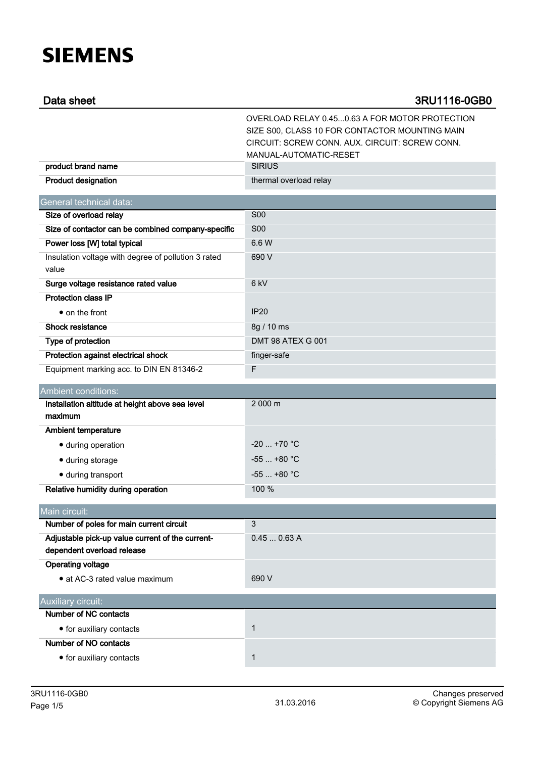# SIEMENS

## Data sheet 3RU1116-0GB0

OVERLOAD RELAY 0.45...0.63 A FOR MOTOR PROTECTION SIZE S00, CLASS 10 FOR CONTACTOR MOUNTING MAIN CIRCUIT: SCREW CONN. AUX. CIRCUIT: SCREW CONN. MANUAL-AUTOMATIC-RESET

| | |
|---|---|
| **product brand name** | SIRIUS |
| **Product designation** | thermal overload relay |

| General technical data: | |
|---|---|
| **Size of overload relay** | S00 |
| **Size of contactor can be combined company-specific** | S00 |
| **Power loss [W] total typical** | 6.6 W |
| Insulation voltage with degree of pollution 3 rated value | 690 V |
| **Surge voltage resistance rated value** | 6 kV |
| **Protection class IP** | |
| • on the front | IP20 |
| **Shock resistance** | 8g / 10 ms |
| **Type of protection** | DMT 98 ATEX G 001 |
| **Protection against electrical shock** | finger-safe |
| Equipment marking acc. to DIN EN 81346-2 | F |

| Ambient conditions: | |
|---|---|
| **Installation altitude at height above sea level maximum** | 2 000 m |
| **Ambient temperature** | |
| • during operation | -20 ... +70 °C |
| • during storage | -55 ... +80 °C |
| • during transport | -55 ... +80 °C |
| **Relative humidity during operation** | 100 % |

| Main circuit: | |
|---|---|
| **Number of poles for main current circuit** | 3 |
| **Adjustable pick-up value current of the current-dependent overload release** | 0.45 ... 0.63 A |
| **Operating voltage** | |
| • at AC-3 rated value maximum | 690 V |

| Auxiliary circuit: | |
|---|---|
| **Number of NC contacts** | |
| • for auxiliary contacts | 1 |
| **Number of NO contacts** | |
| • for auxiliary contacts | 1 |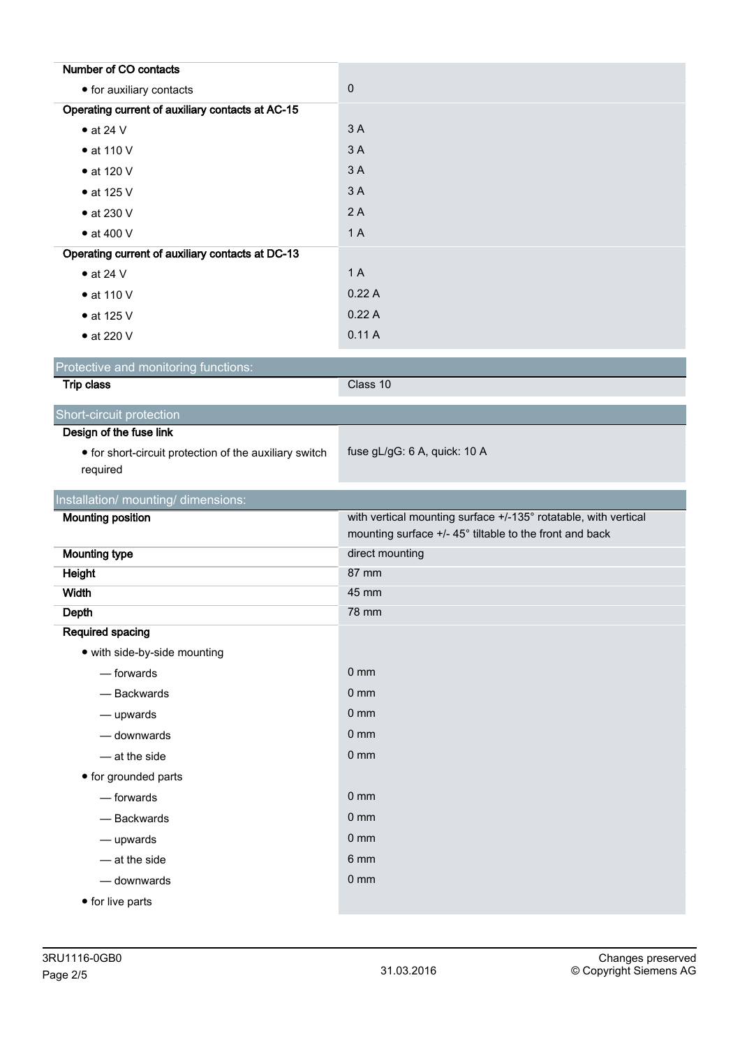| | |
|---|---|
| **Number of CO contacts** | |
| • for auxiliary contacts | 0 |
| **Operating current of auxiliary contacts at AC-15** | |
| • at 24 V | 3 A |
| • at 110 V | 3 A |
| • at 120 V | 3 A |
| • at 125 V | 3 A |
| • at 230 V | 2 A |
| • at 400 V | 1 A |
| **Operating current of auxiliary contacts at DC-13** | |
| • at 24 V | 1 A |
| • at 110 V | 0.22 A |
| • at 125 V | 0.22 A |
| • at 220 V | 0.11 A |

## Protective and monitoring functions:

| | |
|---|---|
| **Trip class** | Class 10 |

## Short-circuit protection

| | |
|---|---|
| **Design of the fuse link** | |
| • for short-circuit protection of the auxiliary switch required | fuse gL/gG: 6 A, quick: 10 A |

## Installation/ mounting/ dimensions:

| | |
|---|---|
| **Mounting position** | with vertical mounting surface +/-135° rotatable, with vertical mounting surface +/- 45° tiltable to the front and back |
| **Mounting type** | direct mounting |
| **Height** | 87 mm |
| **Width** | 45 mm |
| **Depth** | 78 mm |
| **Required spacing** | |
| • with side-by-side mounting | |
| — forwards | 0 mm |
| — Backwards | 0 mm |
| — upwards | 0 mm |
| — downwards | 0 mm |
| — at the side | 0 mm |
| • for grounded parts | |
| — forwards | 0 mm |
| — Backwards | 0 mm |
| — upwards | 0 mm |
| — at the side | 6 mm |
| — downwards | 0 mm |
| • for live parts | |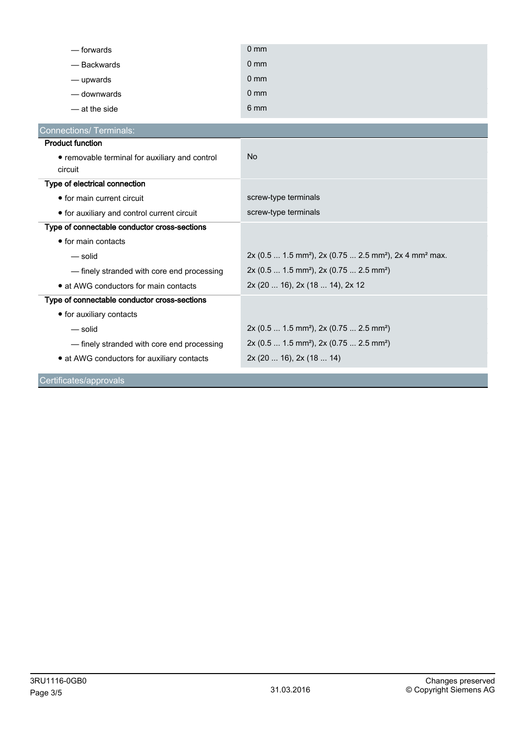| | |
|---|---|
| — forwards | 0 mm |
| — Backwards | 0 mm |
| — upwards | 0 mm |
| — downwards | 0 mm |
| — at the side | 6 mm |

## Connections/ Terminals:

| | |
|---|---|
| **Product function** | |
| • removable terminal for auxiliary and control circuit | No |
| **Type of electrical connection** | |
| • for main current circuit | screw-type terminals |
| • for auxiliary and control current circuit | screw-type terminals |
| **Type of connectable conductor cross-sections** | |
| • for main contacts | |
| — solid | 2x (0.5 ... 1.5 mm²), 2x (0.75 ... 2.5 mm²), 2x 4 mm² max. |
| — finely stranded with core end processing | 2x (0.5 ... 1.5 mm²), 2x (0.75 ... 2.5 mm²) |
| • at AWG conductors for main contacts | 2x (20 ... 16), 2x (18 ... 14), 2x 12 |
| **Type of connectable conductor cross-sections** | |
| • for auxiliary contacts | |
| — solid | 2x (0.5 ... 1.5 mm²), 2x (0.75 ... 2.5 mm²) |
| — finely stranded with core end processing | 2x (0.5 ... 1.5 mm²), 2x (0.75 ... 2.5 mm²) |
| • at AWG conductors for auxiliary contacts | 2x (20 ... 16), 2x (18 ... 14) |

## Certificates/approvals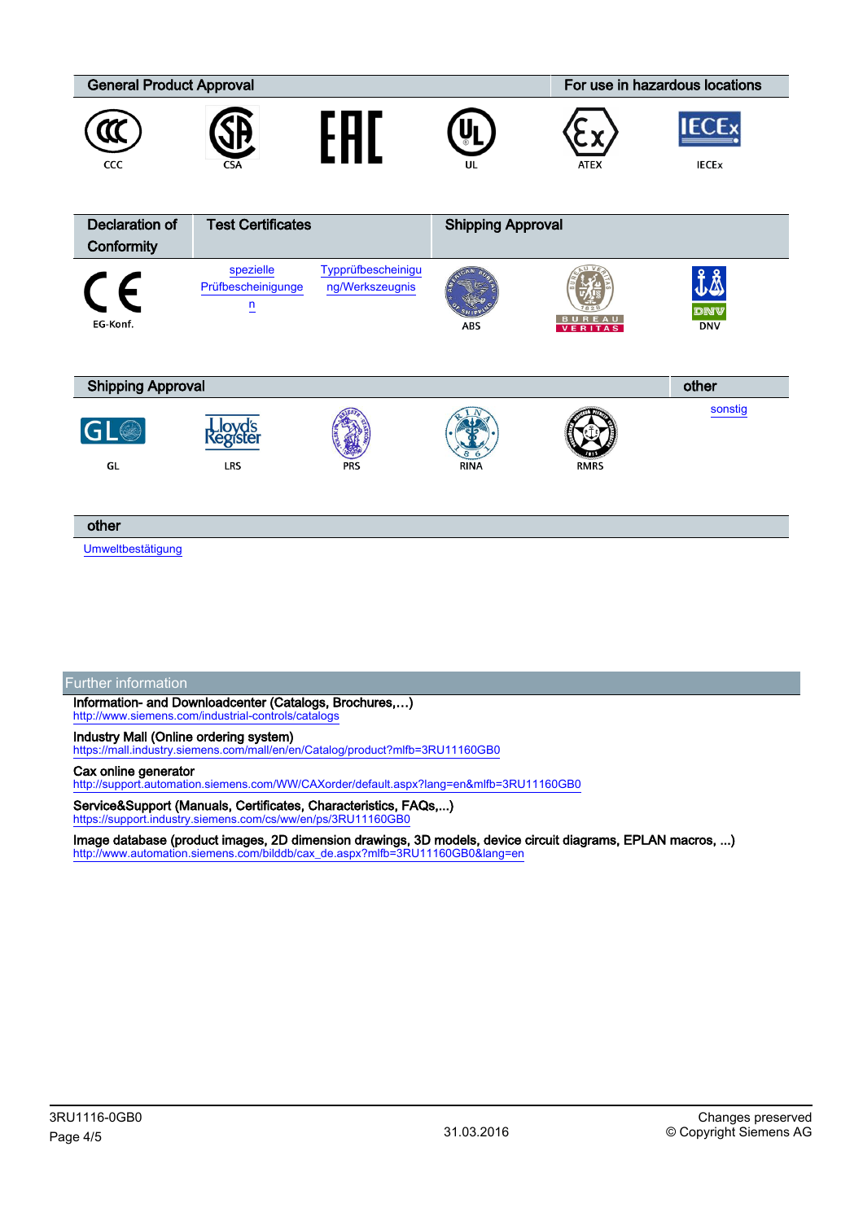| General Product Approval | | | | For use in hazardous locations | |
|---|---|---|---|---|---|
| CCC | CSA | | UL | ATEX | IECEx |

| Declaration of Conformity | Test Certificates | | Shipping Approval | | |
|---|---|---|---|---|---|
| EG-Konf. | spezielle Prüfbescheinigungen | Typprüfbescheinigung/Werkszeugnis | ABS | | DNV |

| Shipping Approval | | | | | other |
|---|---|---|---|---|---|
| GL | LRS | PRS | RINA | RMRS | sonstig |

| other |
|---|
| Umweltbestätigung |

## Further information

**Information- and Downloadcenter (Catalogs, Brochures,…)**
http://www.siemens.com/industrial-controls/catalogs

**Industry Mall (Online ordering system)**
https://mall.industry.siemens.com/mall/en/en/Catalog/product?mlfb=3RU11160GB0

**Cax online generator**
http://support.automation.siemens.com/WW/CAXorder/default.aspx?lang=en&mlfb=3RU11160GB0

**Service&Support (Manuals, Certificates, Characteristics, FAQs,...)**
https://support.industry.siemens.com/cs/ww/en/ps/3RU11160GB0

**Image database (product images, 2D dimension drawings, 3D models, device circuit diagrams, EPLAN macros, ...)**
http://www.automation.siemens.com/bilddb/cax_de.aspx?mlfb=3RU11160GB0&lang=en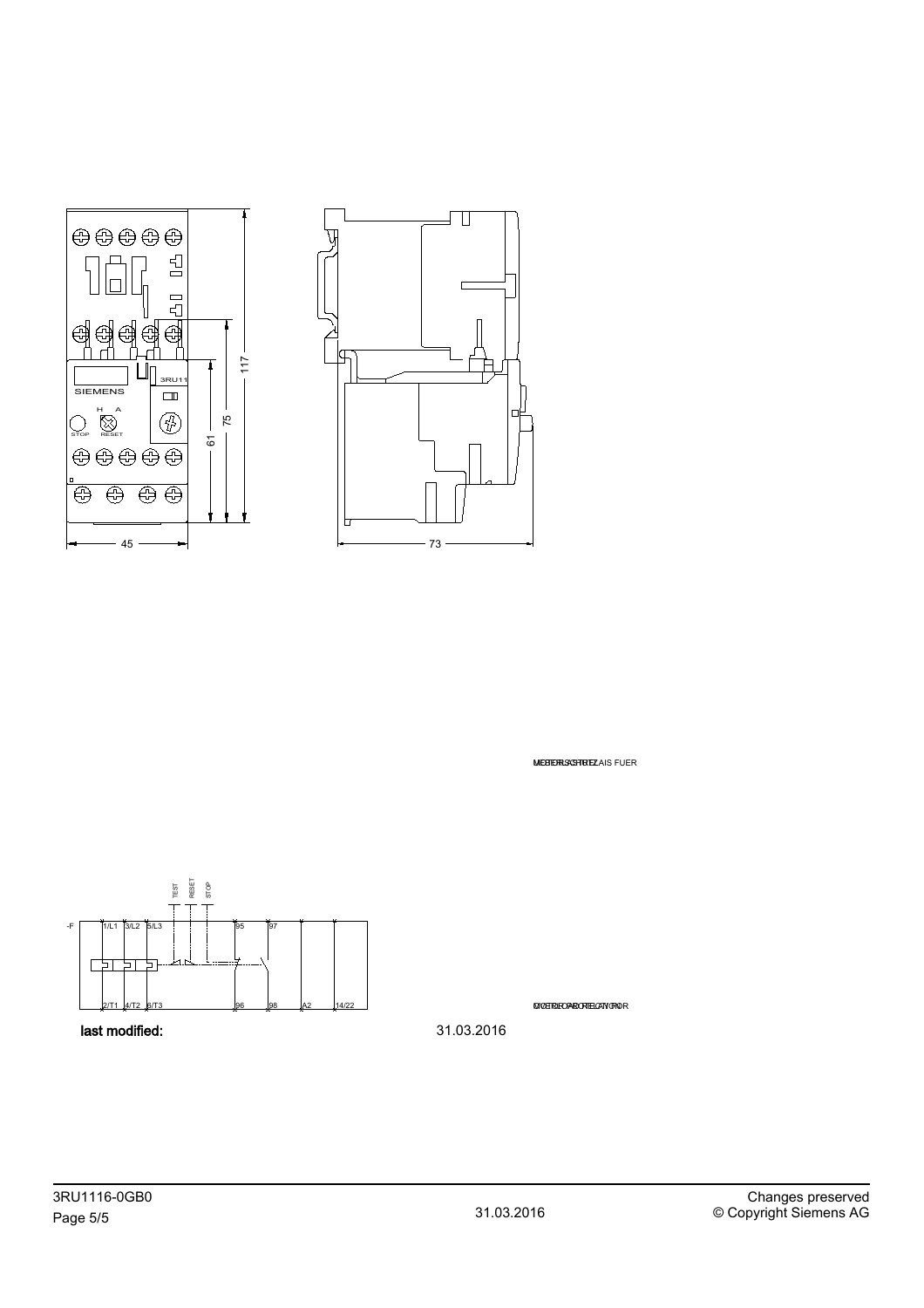45

117

75

61

73

SIEMENS

3RU11

H A

STOP RESET

MEBTERLASCHRIOTEZLAIS FUER

TEST RESET STOP

-F

1/L1 3/L2 5/L3 95 97

2/T1 4/T2 6/T3 96 98 A2 14/22

OVERLOAD RELAY FOR

**last modified:** 31.03.2016